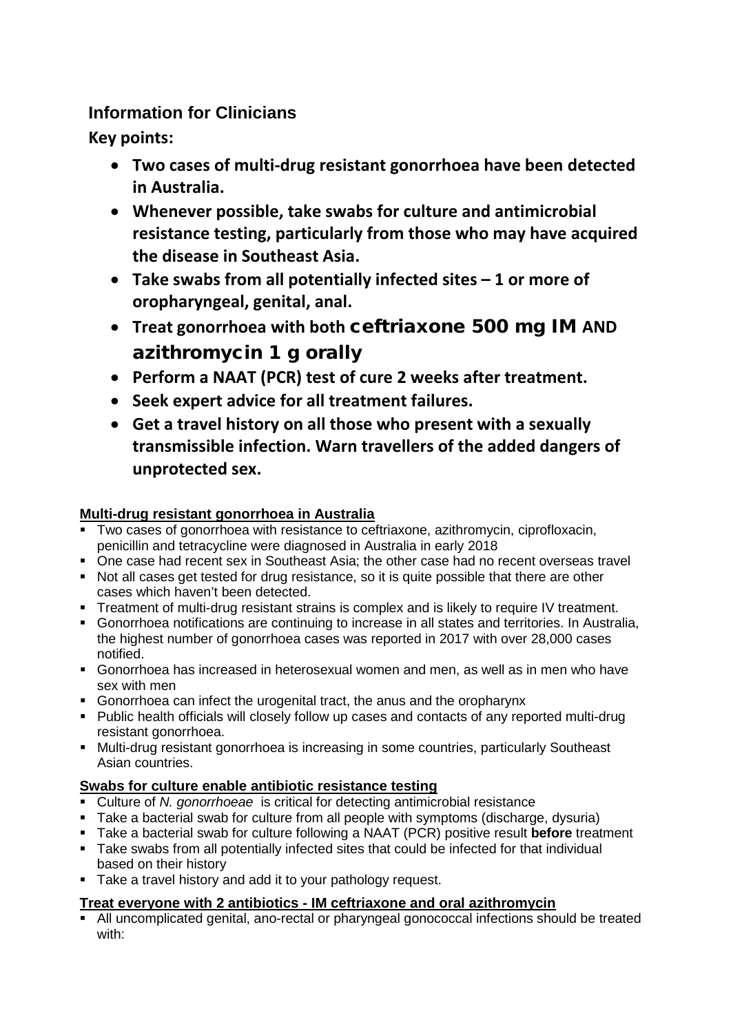## Information for Clinicians

**Key points:**

- **Two cases of multi-drug resistant gonorrhoea have been detected in Australia.**
- **Whenever possible, take swabs for culture and antimicrobial resistance testing, particularly from those who may have acquired the disease in Southeast Asia.**
- **Take swabs from all potentially infected sites – 1 or more of oropharyngeal, genital, anal.**
- **Treat gonorrhoea with both ceftriaxone 500 mg IM AND azithromycin 1 g orally**
- **Perform a NAAT (PCR) test of cure 2 weeks after treatment.**
- **Seek expert advice for all treatment failures.**
- **Get a travel history on all those who present with a sexually transmissible infection. Warn travellers of the added dangers of unprotected sex.**

### Multi-drug resistant gonorrhoea in Australia

- Two cases of gonorrhoea with resistance to ceftriaxone, azithromycin, ciprofloxacin, penicillin and tetracycline were diagnosed in Australia in early 2018
- One case had recent sex in Southeast Asia; the other case had no recent overseas travel
- Not all cases get tested for drug resistance, so it is quite possible that there are other cases which haven't been detected.
- Treatment of multi-drug resistant strains is complex and is likely to require IV treatment.
- Gonorrhoea notifications are continuing to increase in all states and territories. In Australia, the highest number of gonorrhoea cases was reported in 2017 with over 28,000 cases notified.
- Gonorrhoea has increased in heterosexual women and men, as well as in men who have sex with men
- Gonorrhoea can infect the urogenital tract, the anus and the oropharynx
- Public health officials will closely follow up cases and contacts of any reported multi-drug resistant gonorrhoea.
- Multi-drug resistant gonorrhoea is increasing in some countries, particularly Southeast Asian countries.

### Swabs for culture enable antibiotic resistance testing

- Culture of *N. gonorrhoeae* is critical for detecting antimicrobial resistance
- Take a bacterial swab for culture from all people with symptoms (discharge, dysuria)
- Take a bacterial swab for culture following a NAAT (PCR) positive result **before** treatment
- Take swabs from all potentially infected sites that could be infected for that individual based on their history
- Take a travel history and add it to your pathology request.

### Treat everyone with 2 antibiotics - IM ceftriaxone and oral azithromycin

- All uncomplicated genital, ano-rectal or pharyngeal gonococcal infections should be treated with: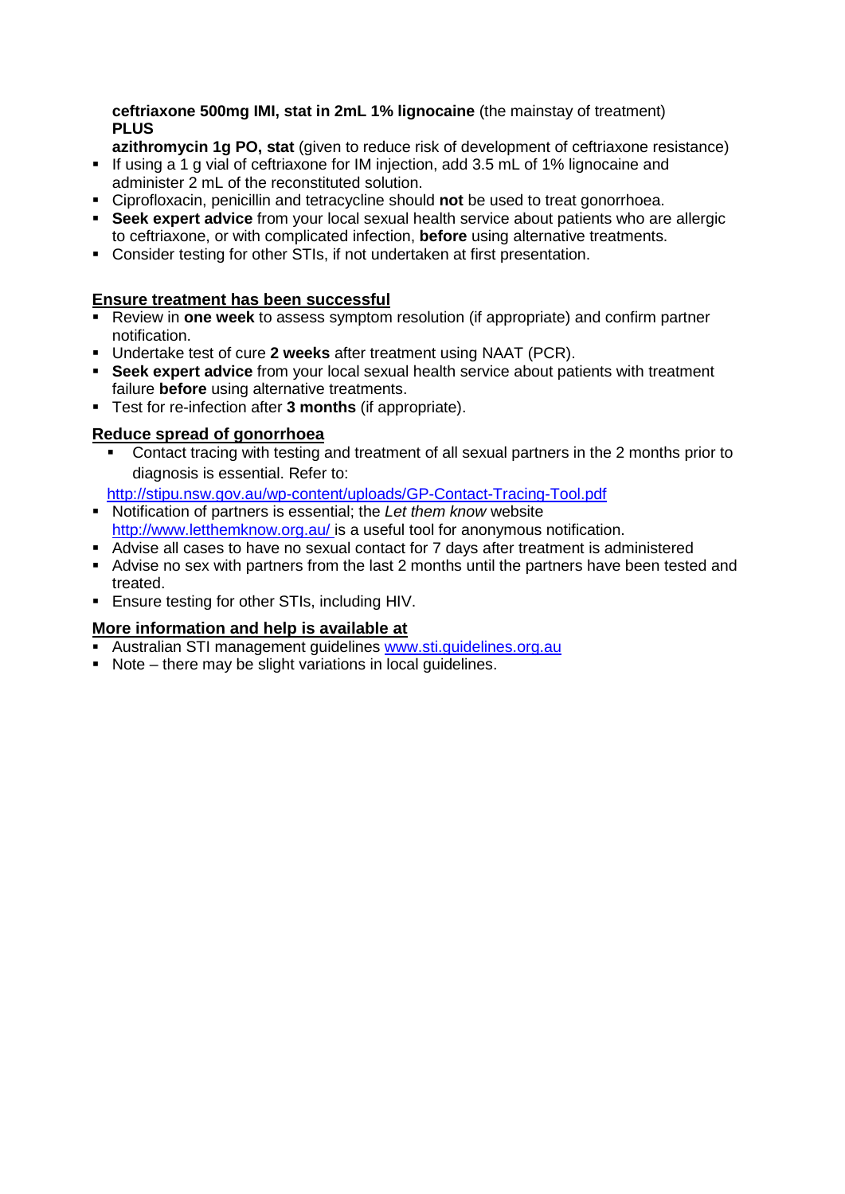**ceftriaxone 500mg IMI, stat in 2mL 1% lignocaine** (the mainstay of treatment)
**PLUS**
**azithromycin 1g PO, stat** (given to reduce risk of development of ceftriaxone resistance)

- If using a 1 g vial of ceftriaxone for IM injection, add 3.5 mL of 1% lignocaine and administer 2 mL of the reconstituted solution.
- Ciprofloxacin, penicillin and tetracycline should **not** be used to treat gonorrhoea.
- **Seek expert advice** from your local sexual health service about patients who are allergic to ceftriaxone, or with complicated infection, **before** using alternative treatments.
- Consider testing for other STIs, if not undertaken at first presentation.

## Ensure treatment has been successful

- Review in **one week** to assess symptom resolution (if appropriate) and confirm partner notification.
- Undertake test of cure **2 weeks** after treatment using NAAT (PCR).
- **Seek expert advice** from your local sexual health service about patients with treatment failure **before** using alternative treatments.
- Test for re-infection after **3 months** (if appropriate).

## Reduce spread of gonorrhoea

- Contact tracing with testing and treatment of all sexual partners in the 2 months prior to diagnosis is essential. Refer to: http://stipu.nsw.gov.au/wp-content/uploads/GP-Contact-Tracing-Tool.pdf
- Notification of partners is essential; the *Let them know* website http://www.letthemknow.org.au/ is a useful tool for anonymous notification.
- Advise all cases to have no sexual contact for 7 days after treatment is administered
- Advise no sex with partners from the last 2 months until the partners have been tested and treated.
- Ensure testing for other STIs, including HIV.

## More information and help is available at

- Australian STI management guidelines www.sti.guidelines.org.au
- Note – there may be slight variations in local guidelines.